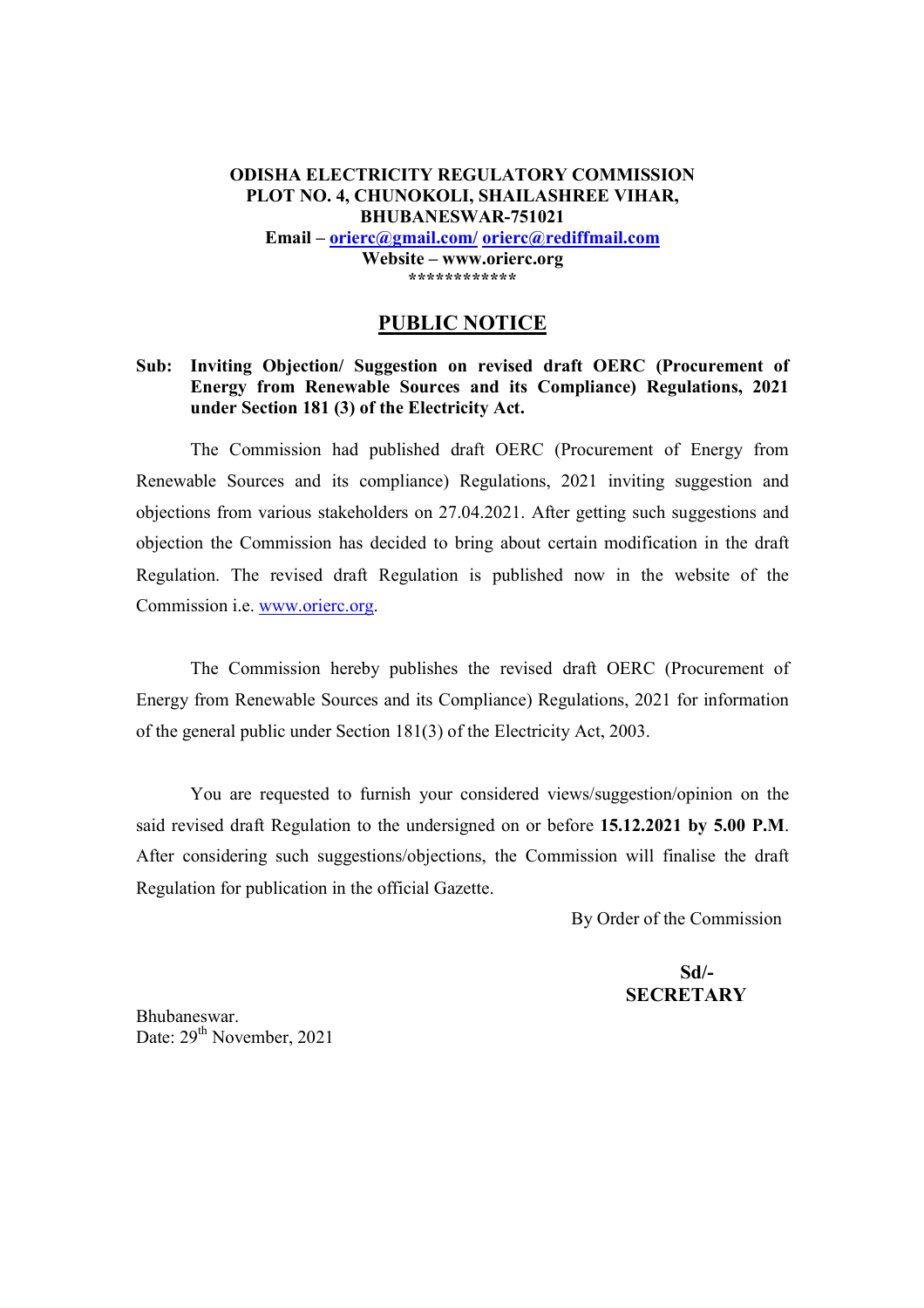**ODISHA ELECTRICITY REGULATORY COMMISSION**
**PLOT NO. 4, CHUNOKOLI, SHAILASHREE VIHAR,**
**BHUBANESWAR-751021**
**Email – orierc@gmail.com/ orierc@rediffmail.com**
**Website – www.orierc.org**
************

## PUBLIC NOTICE

**Sub: Inviting Objection/ Suggestion on revised draft OERC (Procurement of Energy from Renewable Sources and its Compliance) Regulations, 2021 under Section 181 (3) of the Electricity Act.**

The Commission had published draft OERC (Procurement of Energy from Renewable Sources and its compliance) Regulations, 2021 inviting suggestion and objections from various stakeholders on 27.04.2021. After getting such suggestions and objection the Commission has decided to bring about certain modification in the draft Regulation. The revised draft Regulation is published now in the website of the Commission i.e. www.orierc.org.

The Commission hereby publishes the revised draft OERC (Procurement of Energy from Renewable Sources and its Compliance) Regulations, 2021 for information of the general public under Section 181(3) of the Electricity Act, 2003.

You are requested to furnish your considered views/suggestion/opinion on the said revised draft Regulation to the undersigned on or before **15.12.2021 by 5.00 P.M**. After considering such suggestions/objections, the Commission will finalise the draft Regulation for publication in the official Gazette.

By Order of the Commission

**Sd/-**
**SECRETARY**

Bhubaneswar.
Date: 29th November, 2021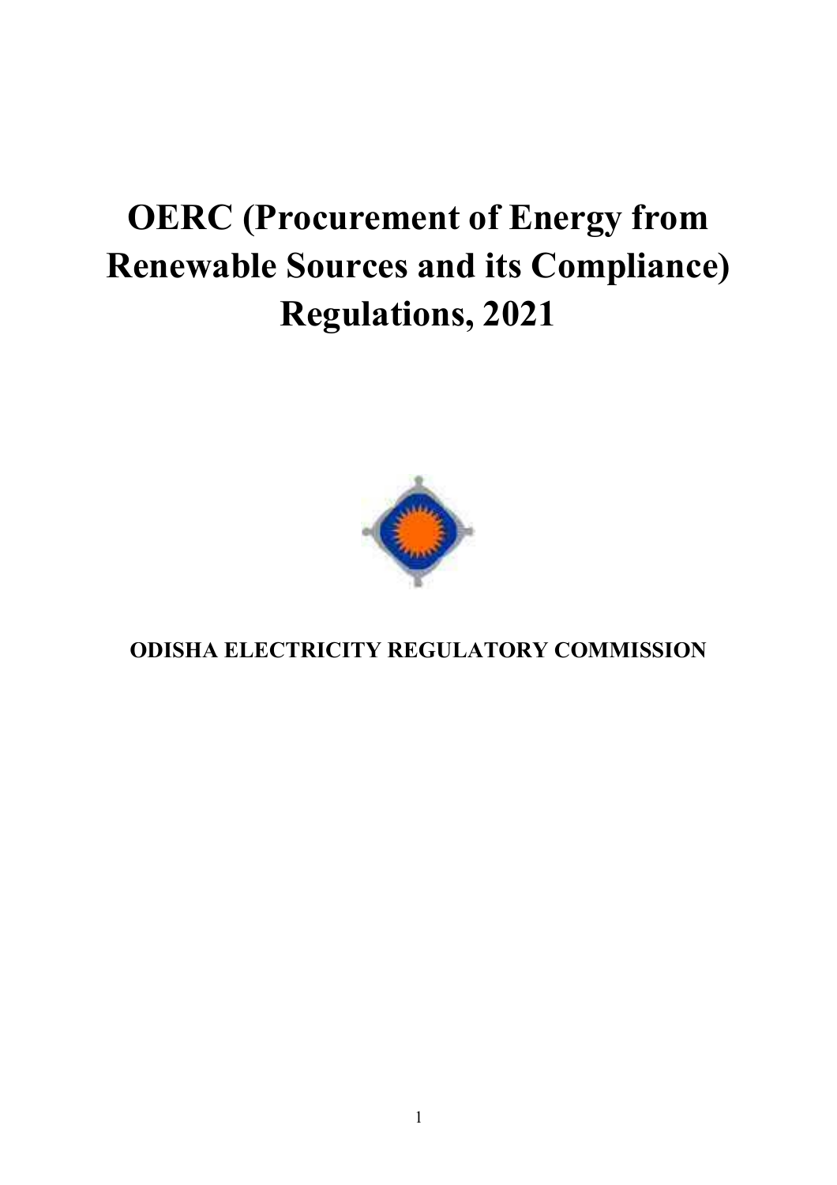# OERC (Procurement of Energy from Renewable Sources and its Compliance) Regulations, 2021

**ODISHA ELECTRICITY REGULATORY COMMISSION**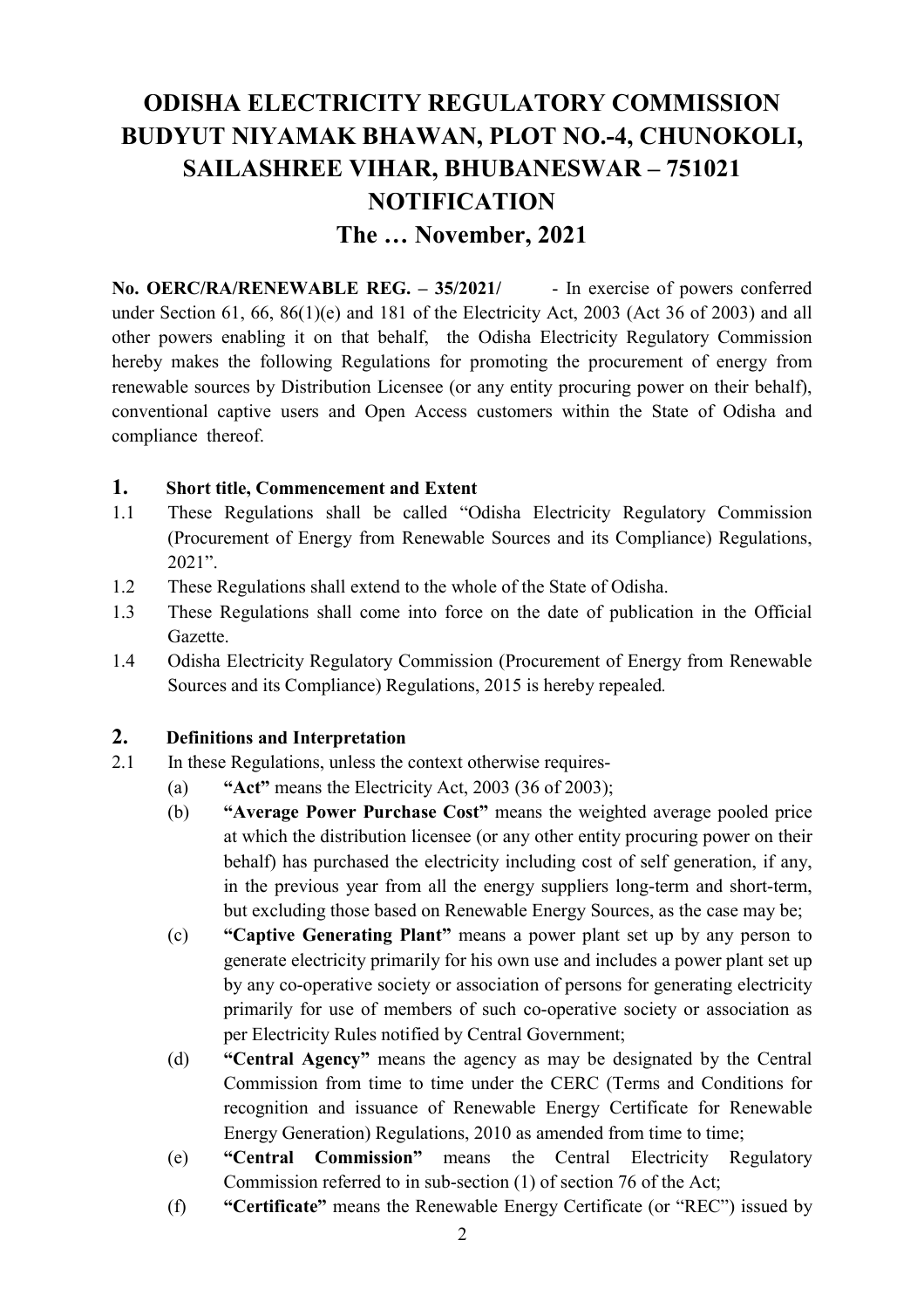# ODISHA ELECTRICITY REGULATORY COMMISSION BUDYUT NIYAMAK BHAWAN, PLOT NO.-4, CHUNOKOLI, SAILASHREE VIHAR, BHUBANESWAR – 751021

## NOTIFICATION

## The … November, 2021

**No. OERC/RA/RENEWABLE REG. – 35/2021/** - In exercise of powers conferred under Section 61, 66, 86(1)(e) and 181 of the Electricity Act, 2003 (Act 36 of 2003) and all other powers enabling it on that behalf, the Odisha Electricity Regulatory Commission hereby makes the following Regulations for promoting the procurement of energy from renewable sources by Distribution Licensee (or any entity procuring power on their behalf), conventional captive users and Open Access customers within the State of Odisha and compliance thereof.

### 1. Short title, Commencement and Extent

1.1 These Regulations shall be called "Odisha Electricity Regulatory Commission (Procurement of Energy from Renewable Sources and its Compliance) Regulations, 2021".

1.2 These Regulations shall extend to the whole of the State of Odisha.

1.3 These Regulations shall come into force on the date of publication in the Official Gazette.

1.4 Odisha Electricity Regulatory Commission (Procurement of Energy from Renewable Sources and its Compliance) Regulations, 2015 is hereby repealed.

### 2. Definitions and Interpretation

2.1 In these Regulations, unless the context otherwise requires-

(a) **"Act"** means the Electricity Act, 2003 (36 of 2003);

(b) **"Average Power Purchase Cost"** means the weighted average pooled price at which the distribution licensee (or any other entity procuring power on their behalf) has purchased the electricity including cost of self generation, if any, in the previous year from all the energy suppliers long-term and short-term, but excluding those based on Renewable Energy Sources, as the case may be;

(c) **"Captive Generating Plant"** means a power plant set up by any person to generate electricity primarily for his own use and includes a power plant set up by any co-operative society or association of persons for generating electricity primarily for use of members of such co-operative society or association as per Electricity Rules notified by Central Government;

(d) **"Central Agency"** means the agency as may be designated by the Central Commission from time to time under the CERC (Terms and Conditions for recognition and issuance of Renewable Energy Certificate for Renewable Energy Generation) Regulations, 2010 as amended from time to time;

(e) **"Central Commission"** means the Central Electricity Regulatory Commission referred to in sub-section (1) of section 76 of the Act;

(f) **"Certificate"** means the Renewable Energy Certificate (or "REC") issued by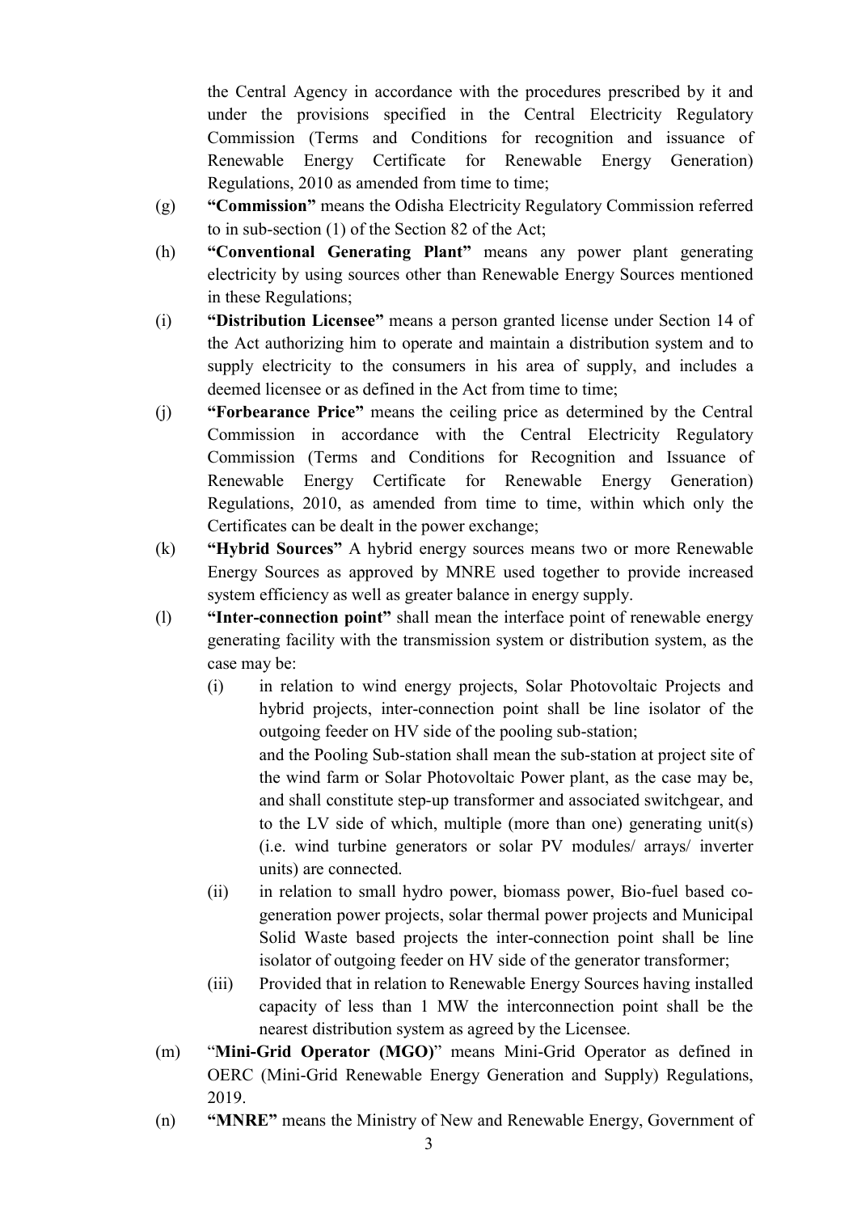the Central Agency in accordance with the procedures prescribed by it and under the provisions specified in the Central Electricity Regulatory Commission (Terms and Conditions for recognition and issuance of Renewable Energy Certificate for Renewable Energy Generation) Regulations, 2010 as amended from time to time;

(g) **"Commission"** means the Odisha Electricity Regulatory Commission referred to in sub-section (1) of the Section 82 of the Act;

(h) **"Conventional Generating Plant"** means any power plant generating electricity by using sources other than Renewable Energy Sources mentioned in these Regulations;

(i) **"Distribution Licensee"** means a person granted license under Section 14 of the Act authorizing him to operate and maintain a distribution system and to supply electricity to the consumers in his area of supply, and includes a deemed licensee or as defined in the Act from time to time;

(j) **"Forbearance Price"** means the ceiling price as determined by the Central Commission in accordance with the Central Electricity Regulatory Commission (Terms and Conditions for Recognition and Issuance of Renewable Energy Certificate for Renewable Energy Generation) Regulations, 2010, as amended from time to time, within which only the Certificates can be dealt in the power exchange;

(k) **"Hybrid Sources"** A hybrid energy sources means two or more Renewable Energy Sources as approved by MNRE used together to provide increased system efficiency as well as greater balance in energy supply.

(l) **"Inter-connection point"** shall mean the interface point of renewable energy generating facility with the transmission system or distribution system, as the case may be:

   (i) in relation to wind energy projects, Solar Photovoltaic Projects and hybrid projects, inter-connection point shall be line isolator of the outgoing feeder on HV side of the pooling sub-station;
   
   and the Pooling Sub-station shall mean the sub-station at project site of the wind farm or Solar Photovoltaic Power plant, as the case may be, and shall constitute step-up transformer and associated switchgear, and to the LV side of which, multiple (more than one) generating unit(s) (i.e. wind turbine generators or solar PV modules/ arrays/ inverter units) are connected.

   (ii) in relation to small hydro power, biomass power, Bio-fuel based co-generation power projects, solar thermal power projects and Municipal Solid Waste based projects the inter-connection point shall be line isolator of outgoing feeder on HV side of the generator transformer;

   (iii) Provided that in relation to Renewable Energy Sources having installed capacity of less than 1 MW the interconnection point shall be the nearest distribution system as agreed by the Licensee.

(m) "**Mini-Grid Operator (MGO)**" means Mini-Grid Operator as defined in OERC (Mini-Grid Renewable Energy Generation and Supply) Regulations, 2019.

(n) **"MNRE"** means the Ministry of New and Renewable Energy, Government of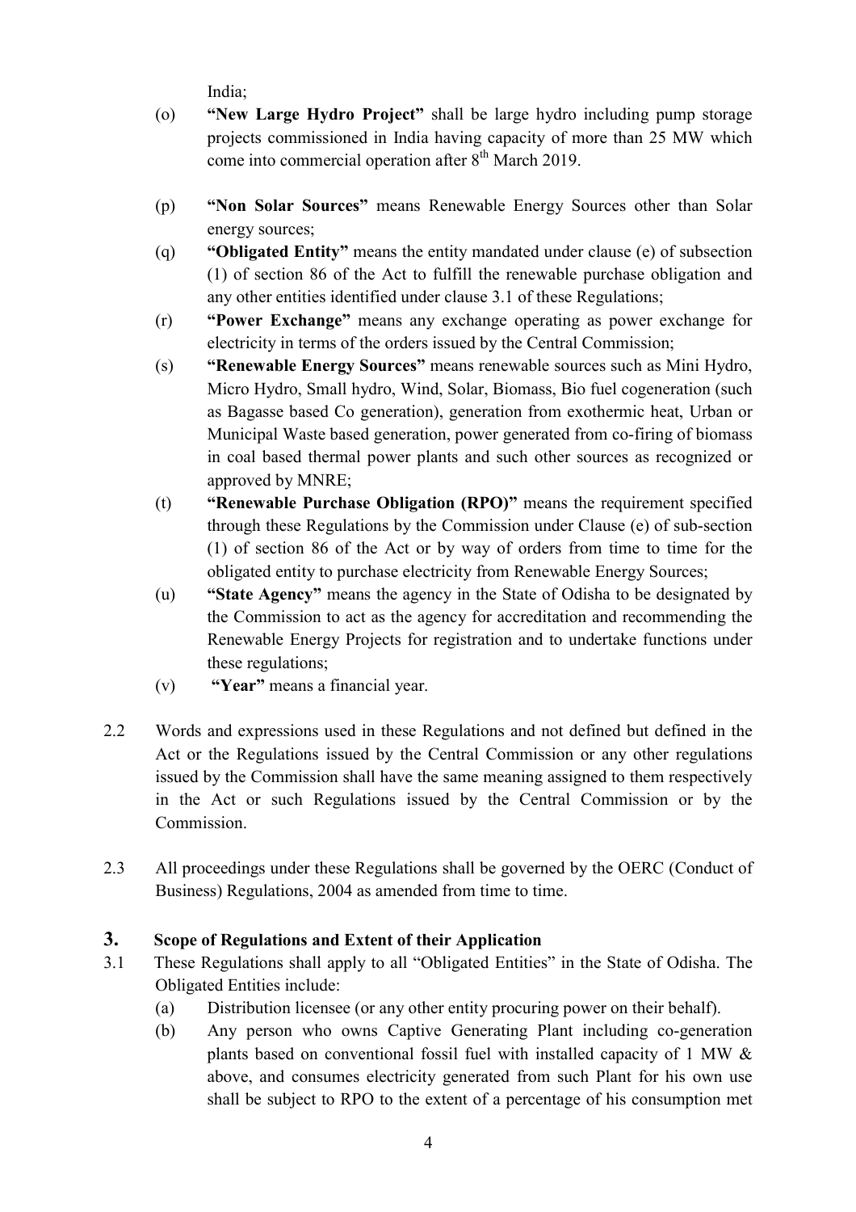India;

(o) **"New Large Hydro Project"** shall be large hydro including pump storage projects commissioned in India having capacity of more than 25 MW which come into commercial operation after 8[th] March 2019.

(p) **"Non Solar Sources"** means Renewable Energy Sources other than Solar energy sources;

(q) **"Obligated Entity"** means the entity mandated under clause (e) of subsection (1) of section 86 of the Act to fulfill the renewable purchase obligation and any other entities identified under clause 3.1 of these Regulations;

(r) **"Power Exchange"** means any exchange operating as power exchange for electricity in terms of the orders issued by the Central Commission;

(s) **"Renewable Energy Sources"** means renewable sources such as Mini Hydro, Micro Hydro, Small hydro, Wind, Solar, Biomass, Bio fuel cogeneration (such as Bagasse based Co generation), generation from exothermic heat, Urban or Municipal Waste based generation, power generated from co-firing of biomass in coal based thermal power plants and such other sources as recognized or approved by MNRE;

(t) **"Renewable Purchase Obligation (RPO)"** means the requirement specified through these Regulations by the Commission under Clause (e) of sub-section (1) of section 86 of the Act or by way of orders from time to time for the obligated entity to purchase electricity from Renewable Energy Sources;

(u) **"State Agency"** means the agency in the State of Odisha to be designated by the Commission to act as the agency for accreditation and recommending the Renewable Energy Projects for registration and to undertake functions under these regulations;

(v) **"Year"** means a financial year.

2.2 Words and expressions used in these Regulations and not defined but defined in the Act or the Regulations issued by the Central Commission or any other regulations issued by the Commission shall have the same meaning assigned to them respectively in the Act or such Regulations issued by the Central Commission or by the Commission.

2.3 All proceedings under these Regulations shall be governed by the OERC (Conduct of Business) Regulations, 2004 as amended from time to time.

## 3. Scope of Regulations and Extent of their Application

3.1 These Regulations shall apply to all "Obligated Entities" in the State of Odisha. The Obligated Entities include:

(a) Distribution licensee (or any other entity procuring power on their behalf).

(b) Any person who owns Captive Generating Plant including co-generation plants based on conventional fossil fuel with installed capacity of 1 MW & above, and consumes electricity generated from such Plant for his own use shall be subject to RPO to the extent of a percentage of his consumption met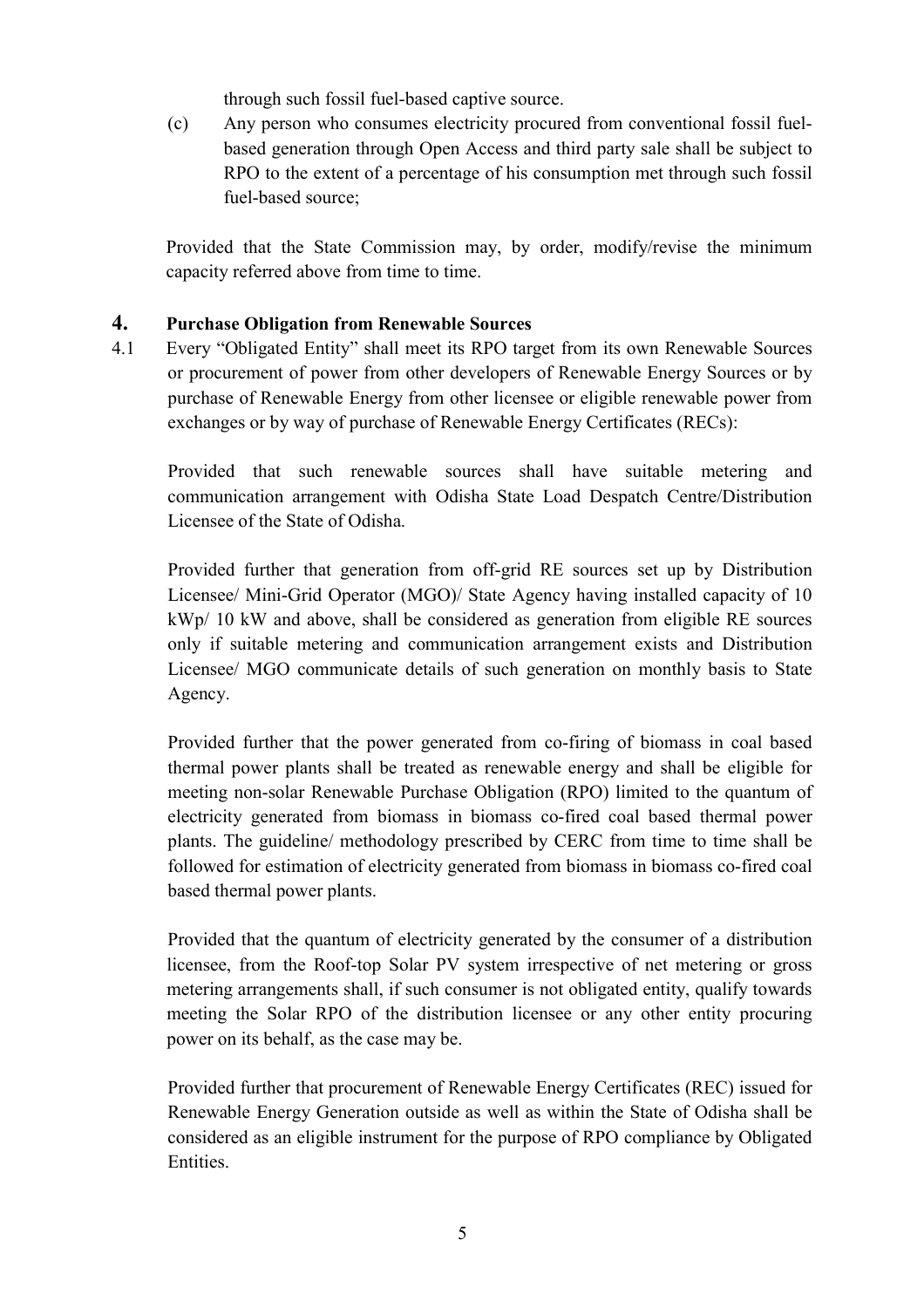through such fossil fuel-based captive source.

(c) Any person who consumes electricity procured from conventional fossil fuel-based generation through Open Access and third party sale shall be subject to RPO to the extent of a percentage of his consumption met through such fossil fuel-based source;

Provided that the State Commission may, by order, modify/revise the minimum capacity referred above from time to time.

## 4. Purchase Obligation from Renewable Sources

4.1 Every "Obligated Entity" shall meet its RPO target from its own Renewable Sources or procurement of power from other developers of Renewable Energy Sources or by purchase of Renewable Energy from other licensee or eligible renewable power from exchanges or by way of purchase of Renewable Energy Certificates (RECs):

Provided that such renewable sources shall have suitable metering and communication arrangement with Odisha State Load Despatch Centre/Distribution Licensee of the State of Odisha.

Provided further that generation from off-grid RE sources set up by Distribution Licensee/ Mini-Grid Operator (MGO)/ State Agency having installed capacity of 10 kWp/ 10 kW and above, shall be considered as generation from eligible RE sources only if suitable metering and communication arrangement exists and Distribution Licensee/ MGO communicate details of such generation on monthly basis to State Agency.

Provided further that the power generated from co-firing of biomass in coal based thermal power plants shall be treated as renewable energy and shall be eligible for meeting non-solar Renewable Purchase Obligation (RPO) limited to the quantum of electricity generated from biomass in biomass co-fired coal based thermal power plants. The guideline/ methodology prescribed by CERC from time to time shall be followed for estimation of electricity generated from biomass in biomass co-fired coal based thermal power plants.

Provided that the quantum of electricity generated by the consumer of a distribution licensee, from the Roof-top Solar PV system irrespective of net metering or gross metering arrangements shall, if such consumer is not obligated entity, qualify towards meeting the Solar RPO of the distribution licensee or any other entity procuring power on its behalf, as the case may be.

Provided further that procurement of Renewable Energy Certificates (REC) issued for Renewable Energy Generation outside as well as within the State of Odisha shall be considered as an eligible instrument for the purpose of RPO compliance by Obligated Entities.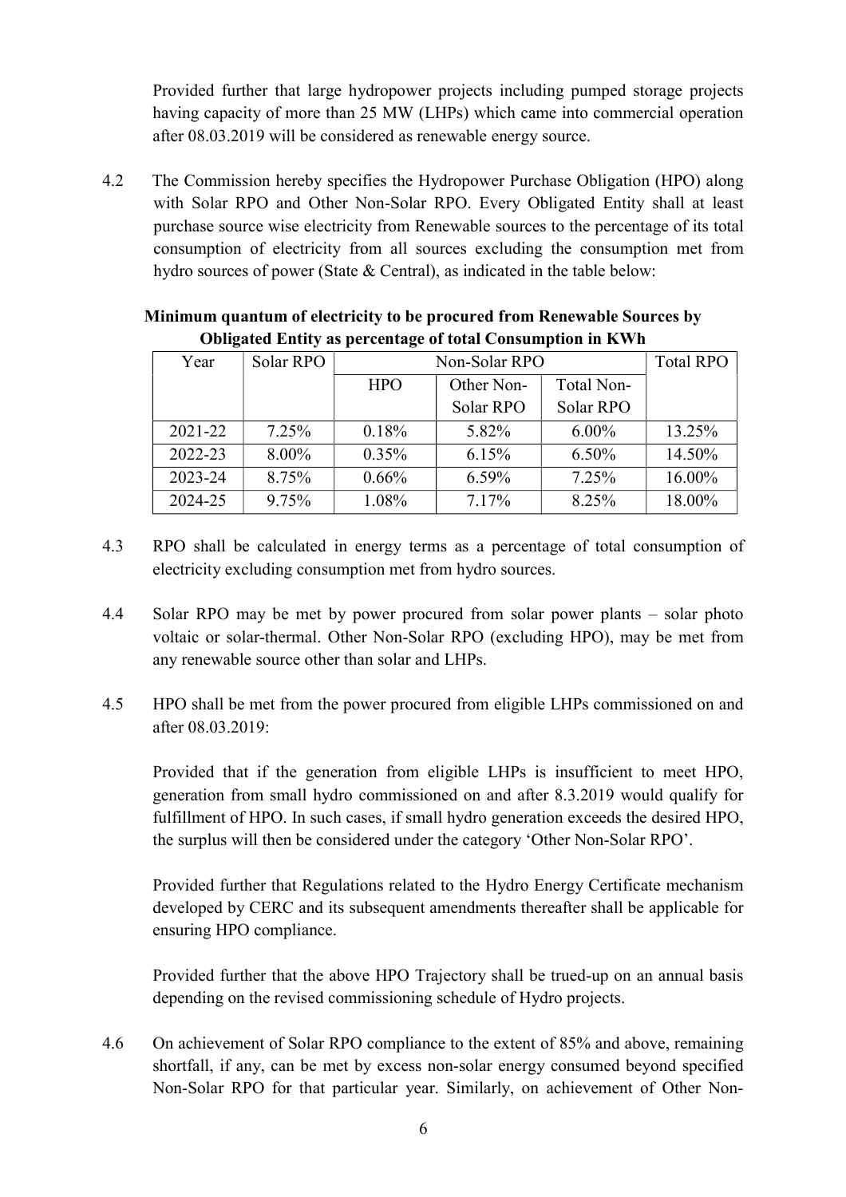Provided further that large hydropower projects including pumped storage projects having capacity of more than 25 MW (LHPs) which came into commercial operation after 08.03.2019 will be considered as renewable energy source.

4.2 The Commission hereby specifies the Hydropower Purchase Obligation (HPO) along with Solar RPO and Other Non-Solar RPO. Every Obligated Entity shall at least purchase source wise electricity from Renewable sources to the percentage of its total consumption of electricity from all sources excluding the consumption met from hydro sources of power (State & Central), as indicated in the table below:

**Minimum quantum of electricity to be procured from Renewable Sources by Obligated Entity as percentage of total Consumption in KWh**

| Year | Solar RPO | Non-Solar RPO | | | Total RPO |
|---|---|---|---|---|---|
| | | HPO | Other Non-Solar RPO | Total Non-Solar RPO | |
| 2021-22 | 7.25% | 0.18% | 5.82% | 6.00% | 13.25% |
| 2022-23 | 8.00% | 0.35% | 6.15% | 6.50% | 14.50% |
| 2023-24 | 8.75% | 0.66% | 6.59% | 7.25% | 16.00% |
| 2024-25 | 9.75% | 1.08% | 7.17% | 8.25% | 18.00% |

4.3 RPO shall be calculated in energy terms as a percentage of total consumption of electricity excluding consumption met from hydro sources.

4.4 Solar RPO may be met by power procured from solar power plants – solar photo voltaic or solar-thermal. Other Non-Solar RPO (excluding HPO), may be met from any renewable source other than solar and LHPs.

4.5 HPO shall be met from the power procured from eligible LHPs commissioned on and after 08.03.2019:

Provided that if the generation from eligible LHPs is insufficient to meet HPO, generation from small hydro commissioned on and after 8.3.2019 would qualify for fulfillment of HPO. In such cases, if small hydro generation exceeds the desired HPO, the surplus will then be considered under the category 'Other Non-Solar RPO'.

Provided further that Regulations related to the Hydro Energy Certificate mechanism developed by CERC and its subsequent amendments thereafter shall be applicable for ensuring HPO compliance.

Provided further that the above HPO Trajectory shall be trued-up on an annual basis depending on the revised commissioning schedule of Hydro projects.

4.6 On achievement of Solar RPO compliance to the extent of 85% and above, remaining shortfall, if any, can be met by excess non-solar energy consumed beyond specified Non-Solar RPO for that particular year. Similarly, on achievement of Other Non-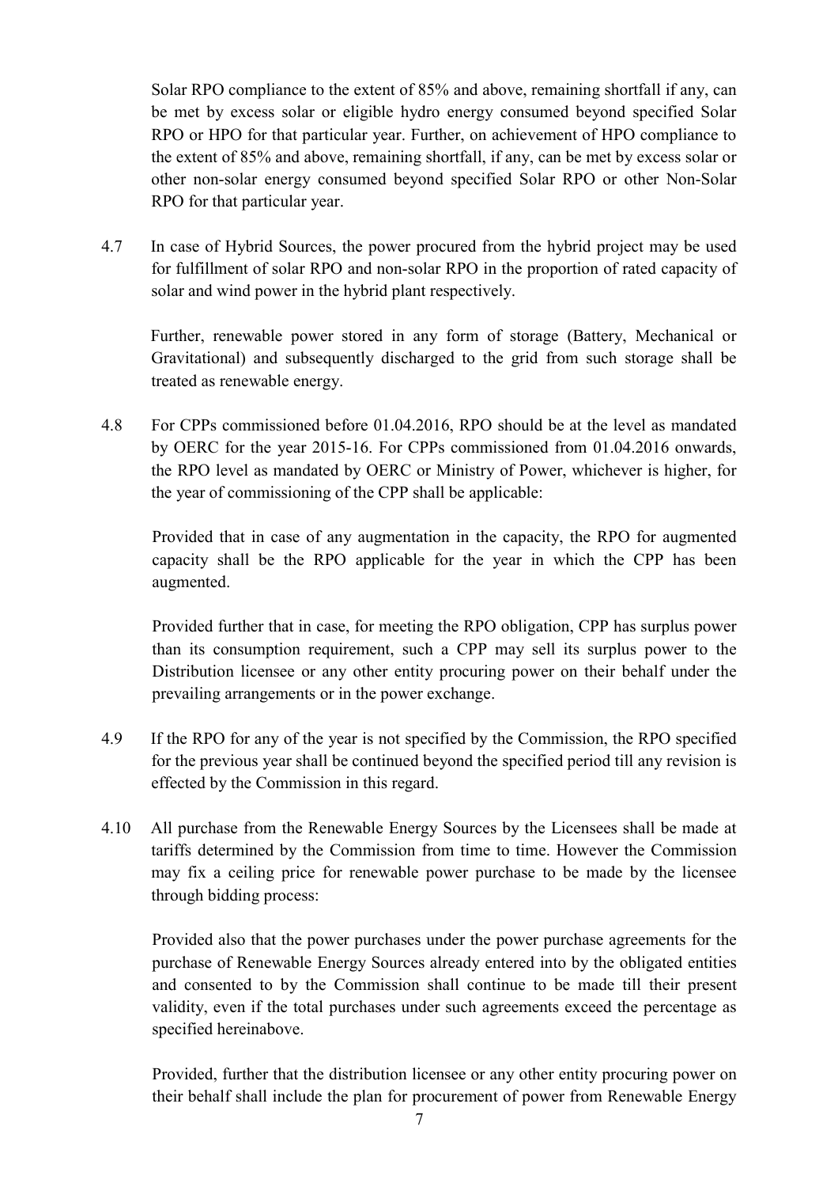Solar RPO compliance to the extent of 85% and above, remaining shortfall if any, can be met by excess solar or eligible hydro energy consumed beyond specified Solar RPO or HPO for that particular year. Further, on achievement of HPO compliance to the extent of 85% and above, remaining shortfall, if any, can be met by excess solar or other non-solar energy consumed beyond specified Solar RPO or other Non-Solar RPO for that particular year.

4.7 In case of Hybrid Sources, the power procured from the hybrid project may be used for fulfillment of solar RPO and non-solar RPO in the proportion of rated capacity of solar and wind power in the hybrid plant respectively.

Further, renewable power stored in any form of storage (Battery, Mechanical or Gravitational) and subsequently discharged to the grid from such storage shall be treated as renewable energy.

4.8 For CPPs commissioned before 01.04.2016, RPO should be at the level as mandated by OERC for the year 2015-16. For CPPs commissioned from 01.04.2016 onwards, the RPO level as mandated by OERC or Ministry of Power, whichever is higher, for the year of commissioning of the CPP shall be applicable:

Provided that in case of any augmentation in the capacity, the RPO for augmented capacity shall be the RPO applicable for the year in which the CPP has been augmented.

Provided further that in case, for meeting the RPO obligation, CPP has surplus power than its consumption requirement, such a CPP may sell its surplus power to the Distribution licensee or any other entity procuring power on their behalf under the prevailing arrangements or in the power exchange.

4.9 If the RPO for any of the year is not specified by the Commission, the RPO specified for the previous year shall be continued beyond the specified period till any revision is effected by the Commission in this regard.

4.10 All purchase from the Renewable Energy Sources by the Licensees shall be made at tariffs determined by the Commission from time to time. However the Commission may fix a ceiling price for renewable power purchase to be made by the licensee through bidding process:

Provided also that the power purchases under the power purchase agreements for the purchase of Renewable Energy Sources already entered into by the obligated entities and consented to by the Commission shall continue to be made till their present validity, even if the total purchases under such agreements exceed the percentage as specified hereinabove.

Provided, further that the distribution licensee or any other entity procuring power on their behalf shall include the plan for procurement of power from Renewable Energy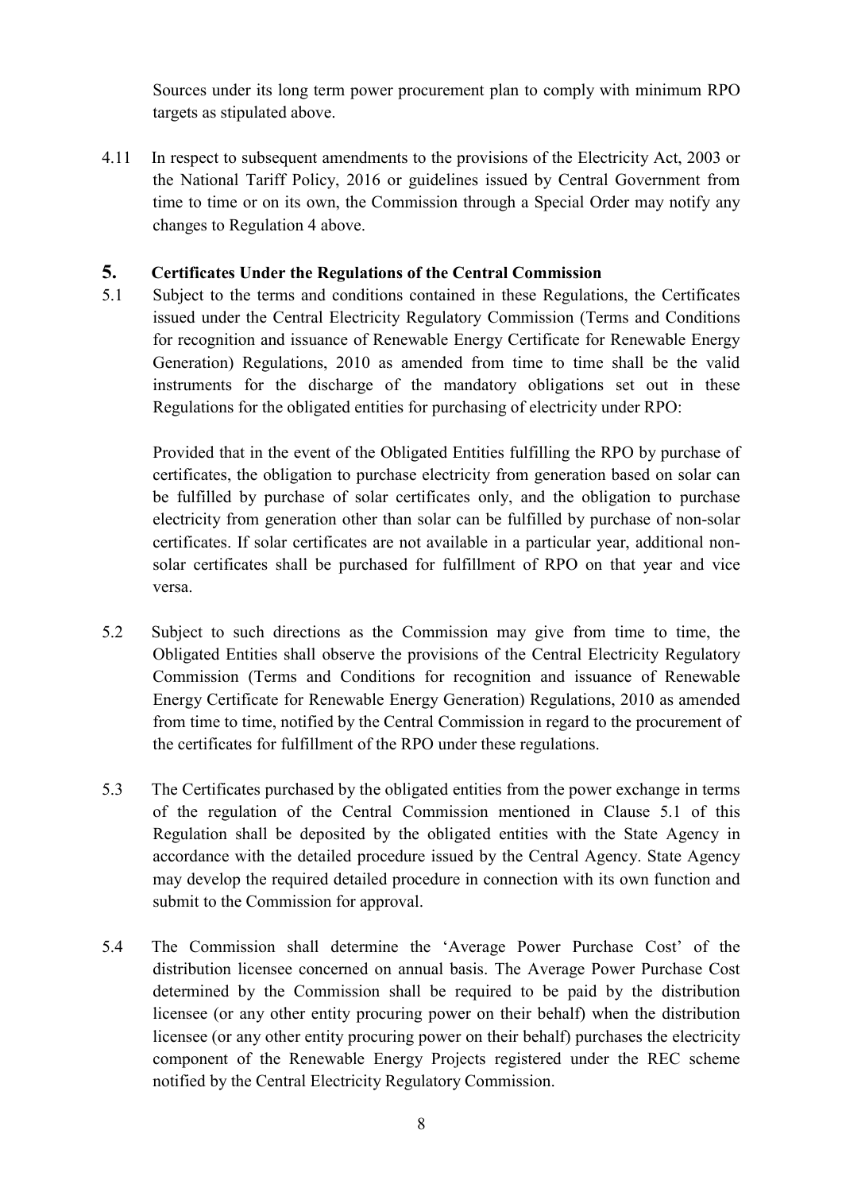Sources under its long term power procurement plan to comply with minimum RPO targets as stipulated above.

4.11 In respect to subsequent amendments to the provisions of the Electricity Act, 2003 or the National Tariff Policy, 2016 or guidelines issued by Central Government from time to time or on its own, the Commission through a Special Order may notify any changes to Regulation 4 above.

## 5. Certificates Under the Regulations of the Central Commission

5.1 Subject to the terms and conditions contained in these Regulations, the Certificates issued under the Central Electricity Regulatory Commission (Terms and Conditions for recognition and issuance of Renewable Energy Certificate for Renewable Energy Generation) Regulations, 2010 as amended from time to time shall be the valid instruments for the discharge of the mandatory obligations set out in these Regulations for the obligated entities for purchasing of electricity under RPO:

Provided that in the event of the Obligated Entities fulfilling the RPO by purchase of certificates, the obligation to purchase electricity from generation based on solar can be fulfilled by purchase of solar certificates only, and the obligation to purchase electricity from generation other than solar can be fulfilled by purchase of non-solar certificates. If solar certificates are not available in a particular year, additional non-solar certificates shall be purchased for fulfillment of RPO on that year and vice versa.

5.2 Subject to such directions as the Commission may give from time to time, the Obligated Entities shall observe the provisions of the Central Electricity Regulatory Commission (Terms and Conditions for recognition and issuance of Renewable Energy Certificate for Renewable Energy Generation) Regulations, 2010 as amended from time to time, notified by the Central Commission in regard to the procurement of the certificates for fulfillment of the RPO under these regulations.

5.3 The Certificates purchased by the obligated entities from the power exchange in terms of the regulation of the Central Commission mentioned in Clause 5.1 of this Regulation shall be deposited by the obligated entities with the State Agency in accordance with the detailed procedure issued by the Central Agency. State Agency may develop the required detailed procedure in connection with its own function and submit to the Commission for approval.

5.4 The Commission shall determine the 'Average Power Purchase Cost' of the distribution licensee concerned on annual basis. The Average Power Purchase Cost determined by the Commission shall be required to be paid by the distribution licensee (or any other entity procuring power on their behalf) when the distribution licensee (or any other entity procuring power on their behalf) purchases the electricity component of the Renewable Energy Projects registered under the REC scheme notified by the Central Electricity Regulatory Commission.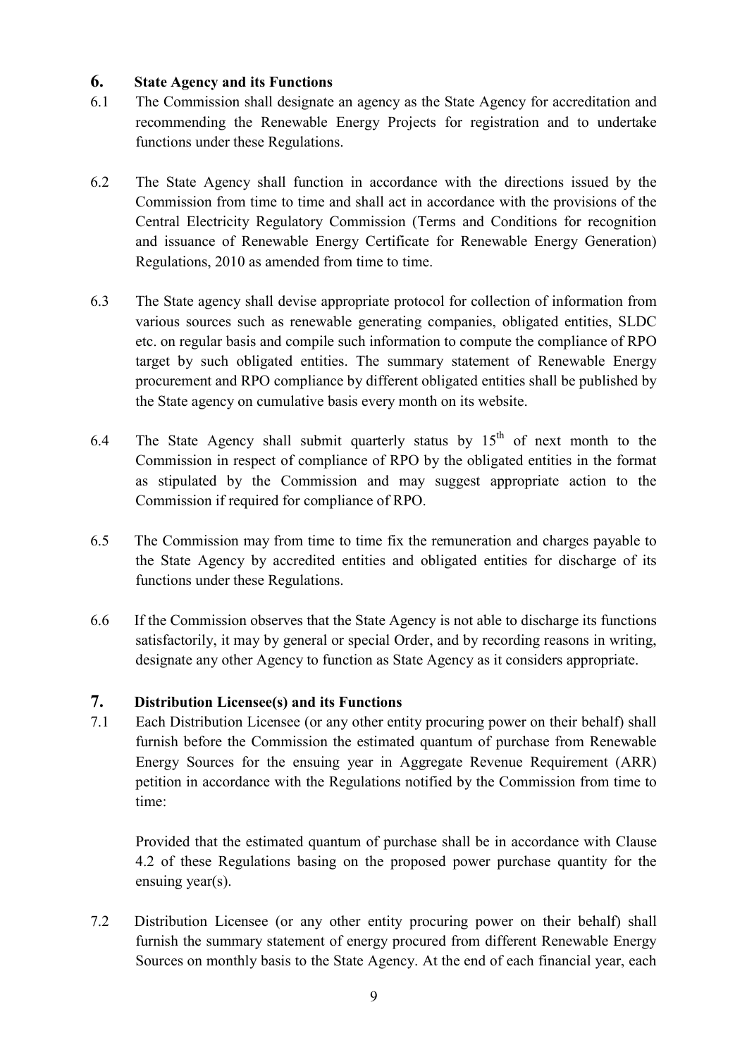## 6. State Agency and its Functions

6.1 The Commission shall designate an agency as the State Agency for accreditation and recommending the Renewable Energy Projects for registration and to undertake functions under these Regulations.

6.2 The State Agency shall function in accordance with the directions issued by the Commission from time to time and shall act in accordance with the provisions of the Central Electricity Regulatory Commission (Terms and Conditions for recognition and issuance of Renewable Energy Certificate for Renewable Energy Generation) Regulations, 2010 as amended from time to time.

6.3 The State agency shall devise appropriate protocol for collection of information from various sources such as renewable generating companies, obligated entities, SLDC etc. on regular basis and compile such information to compute the compliance of RPO target by such obligated entities. The summary statement of Renewable Energy procurement and RPO compliance by different obligated entities shall be published by the State agency on cumulative basis every month on its website.

6.4 The State Agency shall submit quarterly status by 15th of next month to the Commission in respect of compliance of RPO by the obligated entities in the format as stipulated by the Commission and may suggest appropriate action to the Commission if required for compliance of RPO.

6.5 The Commission may from time to time fix the remuneration and charges payable to the State Agency by accredited entities and obligated entities for discharge of its functions under these Regulations.

6.6 If the Commission observes that the State Agency is not able to discharge its functions satisfactorily, it may by general or special Order, and by recording reasons in writing, designate any other Agency to function as State Agency as it considers appropriate.

## 7. Distribution Licensee(s) and its Functions

7.1 Each Distribution Licensee (or any other entity procuring power on their behalf) shall furnish before the Commission the estimated quantum of purchase from Renewable Energy Sources for the ensuing year in Aggregate Revenue Requirement (ARR) petition in accordance with the Regulations notified by the Commission from time to time:

Provided that the estimated quantum of purchase shall be in accordance with Clause 4.2 of these Regulations basing on the proposed power purchase quantity for the ensuing year(s).

7.2 Distribution Licensee (or any other entity procuring power on their behalf) shall furnish the summary statement of energy procured from different Renewable Energy Sources on monthly basis to the State Agency. At the end of each financial year, each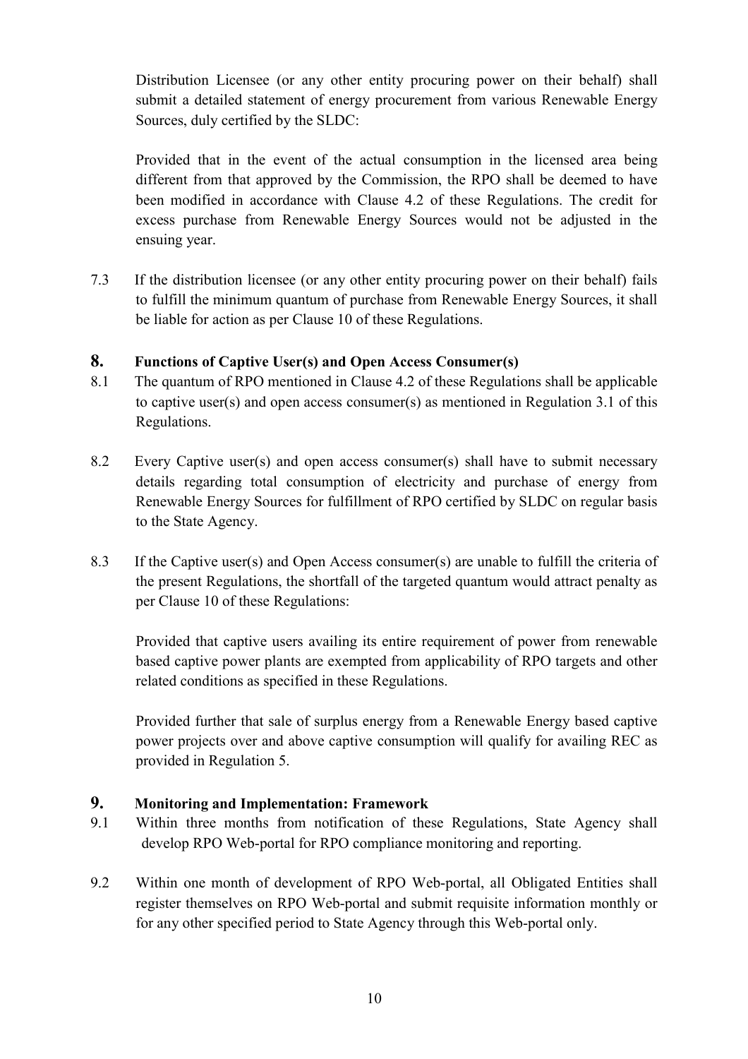Distribution Licensee (or any other entity procuring power on their behalf) shall submit a detailed statement of energy procurement from various Renewable Energy Sources, duly certified by the SLDC:

Provided that in the event of the actual consumption in the licensed area being different from that approved by the Commission, the RPO shall be deemed to have been modified in accordance with Clause 4.2 of these Regulations. The credit for excess purchase from Renewable Energy Sources would not be adjusted in the ensuing year.

7.3 If the distribution licensee (or any other entity procuring power on their behalf) fails to fulfill the minimum quantum of purchase from Renewable Energy Sources, it shall be liable for action as per Clause 10 of these Regulations.

## 8. Functions of Captive User(s) and Open Access Consumer(s)

8.1 The quantum of RPO mentioned in Clause 4.2 of these Regulations shall be applicable to captive user(s) and open access consumer(s) as mentioned in Regulation 3.1 of this Regulations.

8.2 Every Captive user(s) and open access consumer(s) shall have to submit necessary details regarding total consumption of electricity and purchase of energy from Renewable Energy Sources for fulfillment of RPO certified by SLDC on regular basis to the State Agency.

8.3 If the Captive user(s) and Open Access consumer(s) are unable to fulfill the criteria of the present Regulations, the shortfall of the targeted quantum would attract penalty as per Clause 10 of these Regulations:

Provided that captive users availing its entire requirement of power from renewable based captive power plants are exempted from applicability of RPO targets and other related conditions as specified in these Regulations.

Provided further that sale of surplus energy from a Renewable Energy based captive power projects over and above captive consumption will qualify for availing REC as provided in Regulation 5.

## 9. Monitoring and Implementation: Framework

9.1 Within three months from notification of these Regulations, State Agency shall develop RPO Web-portal for RPO compliance monitoring and reporting.

9.2 Within one month of development of RPO Web-portal, all Obligated Entities shall register themselves on RPO Web-portal and submit requisite information monthly or for any other specified period to State Agency through this Web-portal only.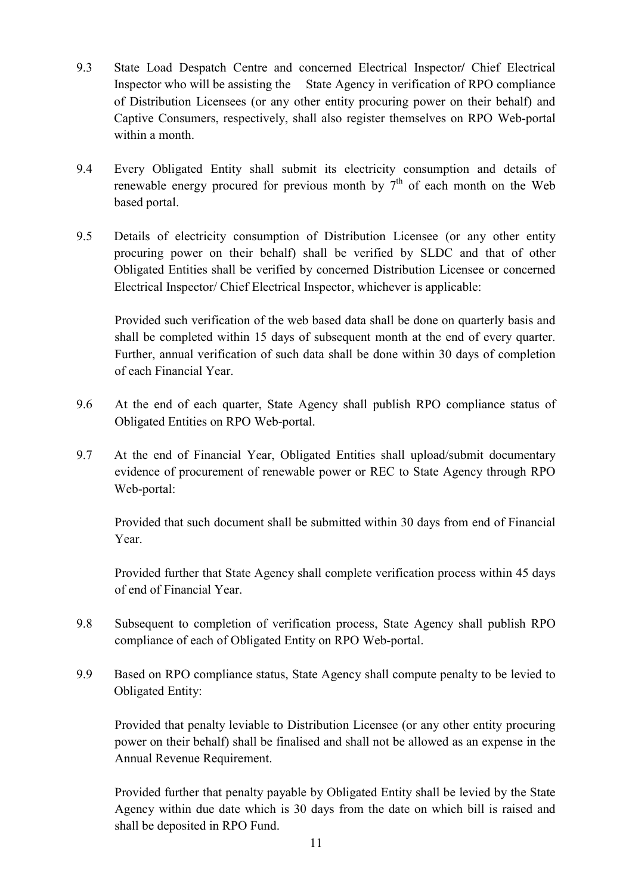9.3 State Load Despatch Centre and concerned Electrical Inspector/ Chief Electrical Inspector who will be assisting the State Agency in verification of RPO compliance of Distribution Licensees (or any other entity procuring power on their behalf) and Captive Consumers, respectively, shall also register themselves on RPO Web-portal within a month.

9.4 Every Obligated Entity shall submit its electricity consumption and details of renewable energy procured for previous month by 7th of each month on the Web based portal.

9.5 Details of electricity consumption of Distribution Licensee (or any other entity procuring power on their behalf) shall be verified by SLDC and that of other Obligated Entities shall be verified by concerned Distribution Licensee or concerned Electrical Inspector/ Chief Electrical Inspector, whichever is applicable:

Provided such verification of the web based data shall be done on quarterly basis and shall be completed within 15 days of subsequent month at the end of every quarter. Further, annual verification of such data shall be done within 30 days of completion of each Financial Year.

9.6 At the end of each quarter, State Agency shall publish RPO compliance status of Obligated Entities on RPO Web-portal.

9.7 At the end of Financial Year, Obligated Entities shall upload/submit documentary evidence of procurement of renewable power or REC to State Agency through RPO Web-portal:

Provided that such document shall be submitted within 30 days from end of Financial Year.

Provided further that State Agency shall complete verification process within 45 days of end of Financial Year.

9.8 Subsequent to completion of verification process, State Agency shall publish RPO compliance of each of Obligated Entity on RPO Web-portal.

9.9 Based on RPO compliance status, State Agency shall compute penalty to be levied to Obligated Entity:

Provided that penalty leviable to Distribution Licensee (or any other entity procuring power on their behalf) shall be finalised and shall not be allowed as an expense in the Annual Revenue Requirement.

Provided further that penalty payable by Obligated Entity shall be levied by the State Agency within due date which is 30 days from the date on which bill is raised and shall be deposited in RPO Fund.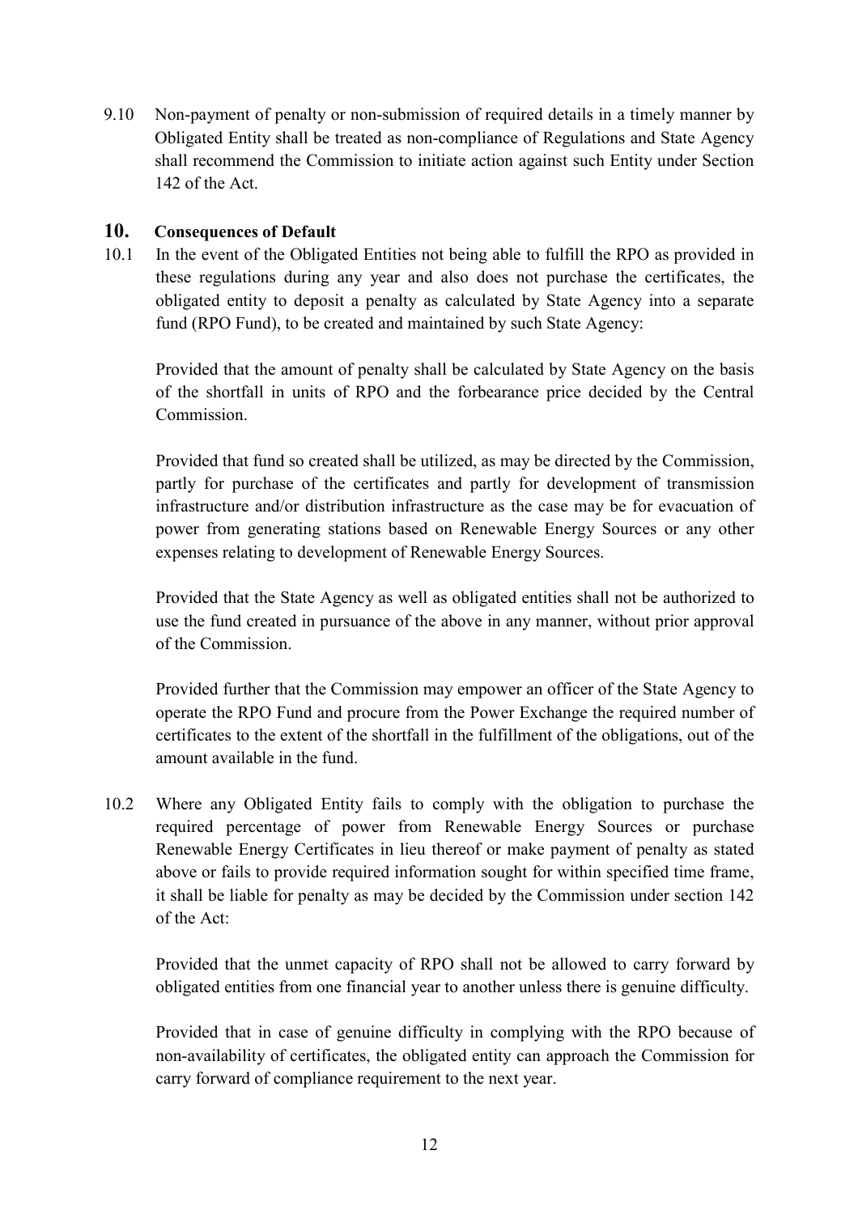9.10 Non-payment of penalty or non-submission of required details in a timely manner by Obligated Entity shall be treated as non-compliance of Regulations and State Agency shall recommend the Commission to initiate action against such Entity under Section 142 of the Act.

## 10. Consequences of Default

10.1 In the event of the Obligated Entities not being able to fulfill the RPO as provided in these regulations during any year and also does not purchase the certificates, the obligated entity to deposit a penalty as calculated by State Agency into a separate fund (RPO Fund), to be created and maintained by such State Agency:

Provided that the amount of penalty shall be calculated by State Agency on the basis of the shortfall in units of RPO and the forbearance price decided by the Central Commission.

Provided that fund so created shall be utilized, as may be directed by the Commission, partly for purchase of the certificates and partly for development of transmission infrastructure and/or distribution infrastructure as the case may be for evacuation of power from generating stations based on Renewable Energy Sources or any other expenses relating to development of Renewable Energy Sources.

Provided that the State Agency as well as obligated entities shall not be authorized to use the fund created in pursuance of the above in any manner, without prior approval of the Commission.

Provided further that the Commission may empower an officer of the State Agency to operate the RPO Fund and procure from the Power Exchange the required number of certificates to the extent of the shortfall in the fulfillment of the obligations, out of the amount available in the fund.

10.2 Where any Obligated Entity fails to comply with the obligation to purchase the required percentage of power from Renewable Energy Sources or purchase Renewable Energy Certificates in lieu thereof or make payment of penalty as stated above or fails to provide required information sought for within specified time frame, it shall be liable for penalty as may be decided by the Commission under section 142 of the Act:

Provided that the unmet capacity of RPO shall not be allowed to carry forward by obligated entities from one financial year to another unless there is genuine difficulty.

Provided that in case of genuine difficulty in complying with the RPO because of non-availability of certificates, the obligated entity can approach the Commission for carry forward of compliance requirement to the next year.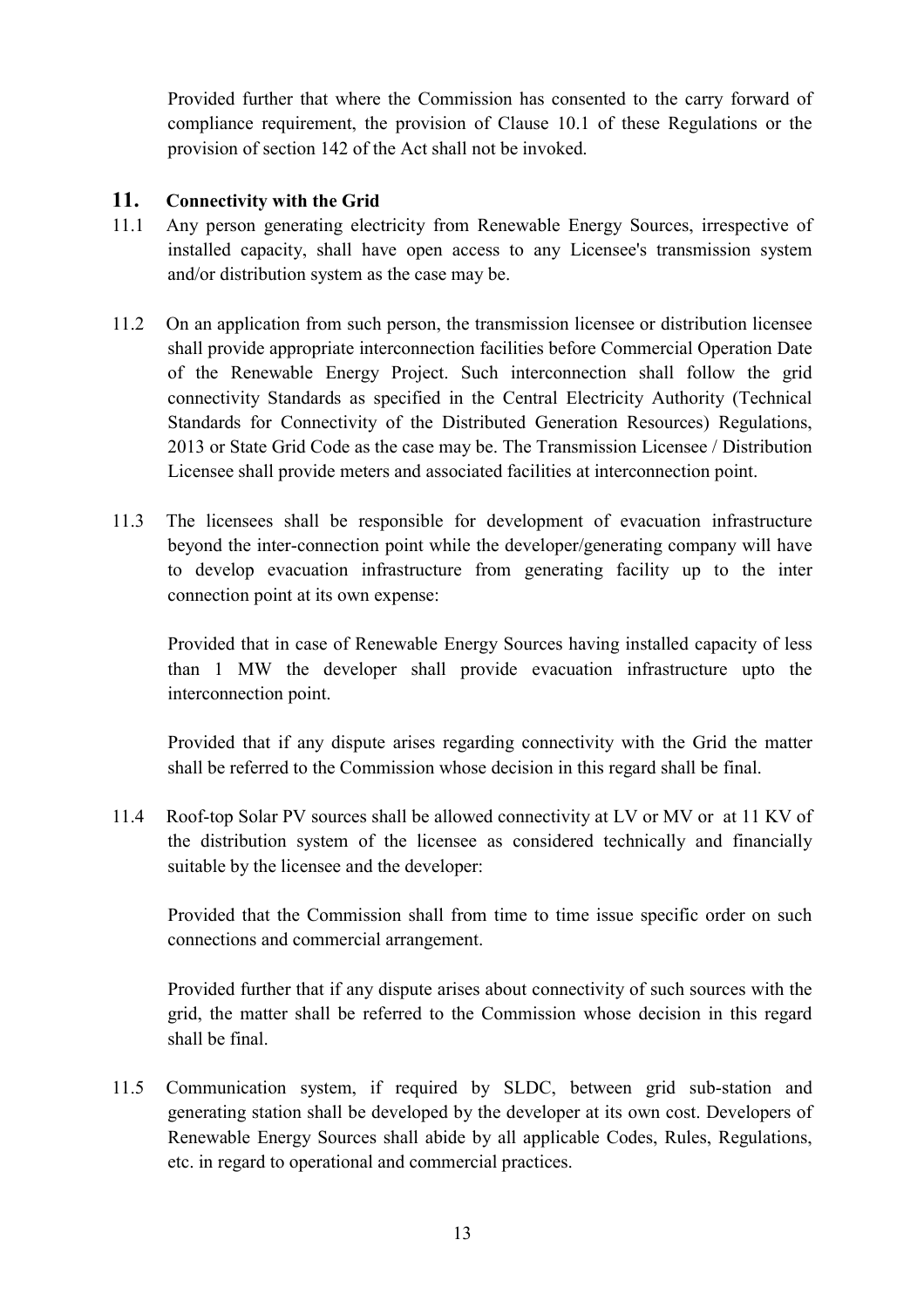Provided further that where the Commission has consented to the carry forward of compliance requirement, the provision of Clause 10.1 of these Regulations or the provision of section 142 of the Act shall not be invoked.

## 11. Connectivity with the Grid

11.1 Any person generating electricity from Renewable Energy Sources, irrespective of installed capacity, shall have open access to any Licensee's transmission system and/or distribution system as the case may be.

11.2 On an application from such person, the transmission licensee or distribution licensee shall provide appropriate interconnection facilities before Commercial Operation Date of the Renewable Energy Project. Such interconnection shall follow the grid connectivity Standards as specified in the Central Electricity Authority (Technical Standards for Connectivity of the Distributed Generation Resources) Regulations, 2013 or State Grid Code as the case may be. The Transmission Licensee / Distribution Licensee shall provide meters and associated facilities at interconnection point.

11.3 The licensees shall be responsible for development of evacuation infrastructure beyond the inter-connection point while the developer/generating company will have to develop evacuation infrastructure from generating facility up to the inter connection point at its own expense:

Provided that in case of Renewable Energy Sources having installed capacity of less than 1 MW the developer shall provide evacuation infrastructure upto the interconnection point.

Provided that if any dispute arises regarding connectivity with the Grid the matter shall be referred to the Commission whose decision in this regard shall be final.

11.4 Roof-top Solar PV sources shall be allowed connectivity at LV or MV or at 11 KV of the distribution system of the licensee as considered technically and financially suitable by the licensee and the developer:

Provided that the Commission shall from time to time issue specific order on such connections and commercial arrangement.

Provided further that if any dispute arises about connectivity of such sources with the grid, the matter shall be referred to the Commission whose decision in this regard shall be final.

11.5 Communication system, if required by SLDC, between grid sub-station and generating station shall be developed by the developer at its own cost. Developers of Renewable Energy Sources shall abide by all applicable Codes, Rules, Regulations, etc. in regard to operational and commercial practices.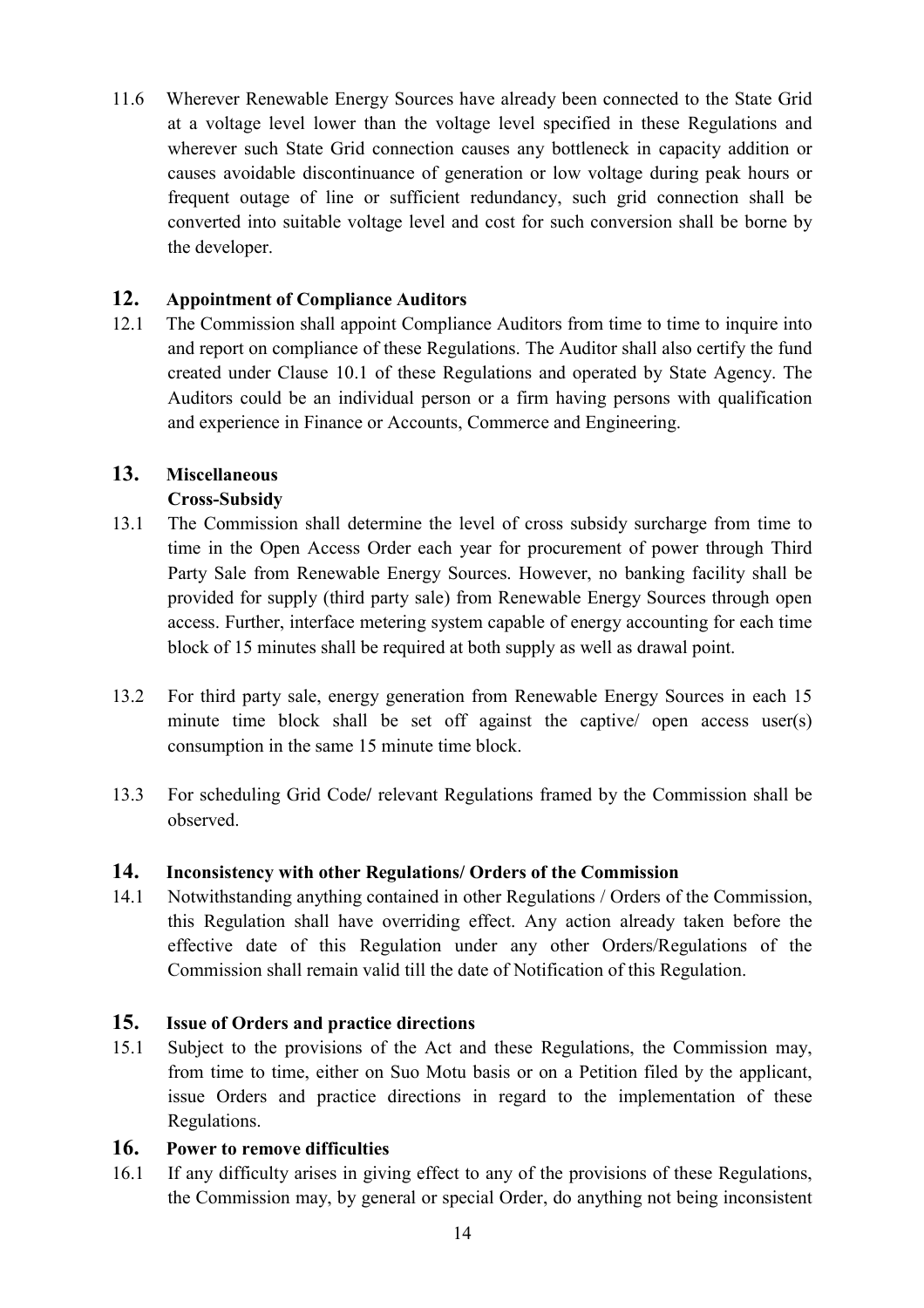11.6 Wherever Renewable Energy Sources have already been connected to the State Grid at a voltage level lower than the voltage level specified in these Regulations and wherever such State Grid connection causes any bottleneck in capacity addition or causes avoidable discontinuance of generation or low voltage during peak hours or frequent outage of line or sufficient redundancy, such grid connection shall be converted into suitable voltage level and cost for such conversion shall be borne by the developer.

## 12. Appointment of Compliance Auditors

12.1 The Commission shall appoint Compliance Auditors from time to time to inquire into and report on compliance of these Regulations. The Auditor shall also certify the fund created under Clause 10.1 of these Regulations and operated by State Agency. The Auditors could be an individual person or a firm having persons with qualification and experience in Finance or Accounts, Commerce and Engineering.

## 13. Miscellaneous

**Cross-Subsidy**

13.1 The Commission shall determine the level of cross subsidy surcharge from time to time in the Open Access Order each year for procurement of power through Third Party Sale from Renewable Energy Sources. However, no banking facility shall be provided for supply (third party sale) from Renewable Energy Sources through open access. Further, interface metering system capable of energy accounting for each time block of 15 minutes shall be required at both supply as well as drawal point.

13.2 For third party sale, energy generation from Renewable Energy Sources in each 15 minute time block shall be set off against the captive/ open access user(s) consumption in the same 15 minute time block.

13.3 For scheduling Grid Code/ relevant Regulations framed by the Commission shall be observed.

## 14. Inconsistency with other Regulations/ Orders of the Commission

14.1 Notwithstanding anything contained in other Regulations / Orders of the Commission, this Regulation shall have overriding effect. Any action already taken before the effective date of this Regulation under any other Orders/Regulations of the Commission shall remain valid till the date of Notification of this Regulation.

## 15. Issue of Orders and practice directions

15.1 Subject to the provisions of the Act and these Regulations, the Commission may, from time to time, either on Suo Motu basis or on a Petition filed by the applicant, issue Orders and practice directions in regard to the implementation of these Regulations.

## 16. Power to remove difficulties

16.1 If any difficulty arises in giving effect to any of the provisions of these Regulations, the Commission may, by general or special Order, do anything not being inconsistent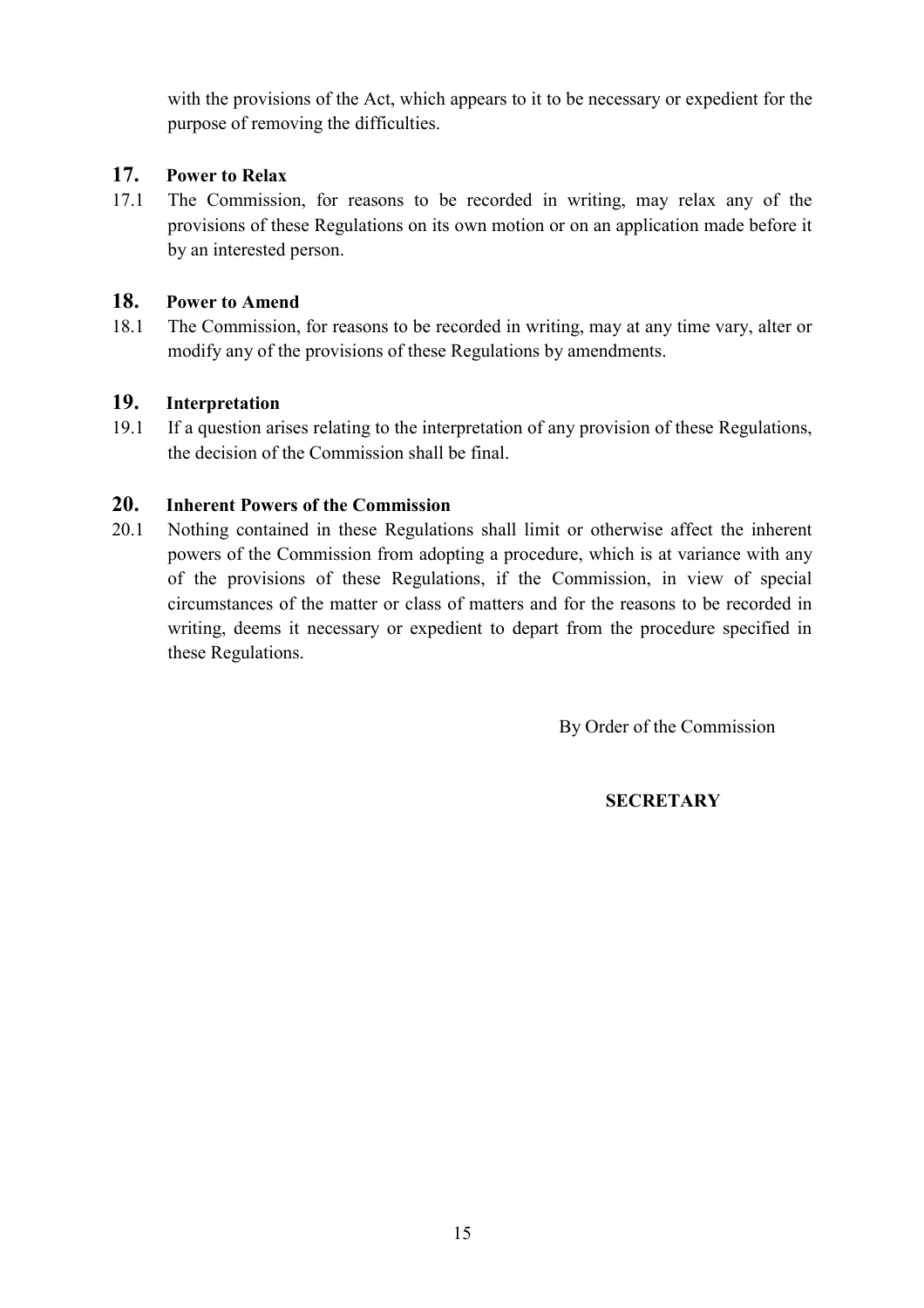with the provisions of the Act, which appears to it to be necessary or expedient for the purpose of removing the difficulties.

## 17. Power to Relax

17.1 The Commission, for reasons to be recorded in writing, may relax any of the provisions of these Regulations on its own motion or on an application made before it by an interested person.

## 18. Power to Amend

18.1 The Commission, for reasons to be recorded in writing, may at any time vary, alter or modify any of the provisions of these Regulations by amendments.

## 19. Interpretation

19.1 If a question arises relating to the interpretation of any provision of these Regulations, the decision of the Commission shall be final.

## 20. Inherent Powers of the Commission

20.1 Nothing contained in these Regulations shall limit or otherwise affect the inherent powers of the Commission from adopting a procedure, which is at variance with any of the provisions of these Regulations, if the Commission, in view of special circumstances of the matter or class of matters and for the reasons to be recorded in writing, deems it necessary or expedient to depart from the procedure specified in these Regulations.

By Order of the Commission

**SECRETARY**